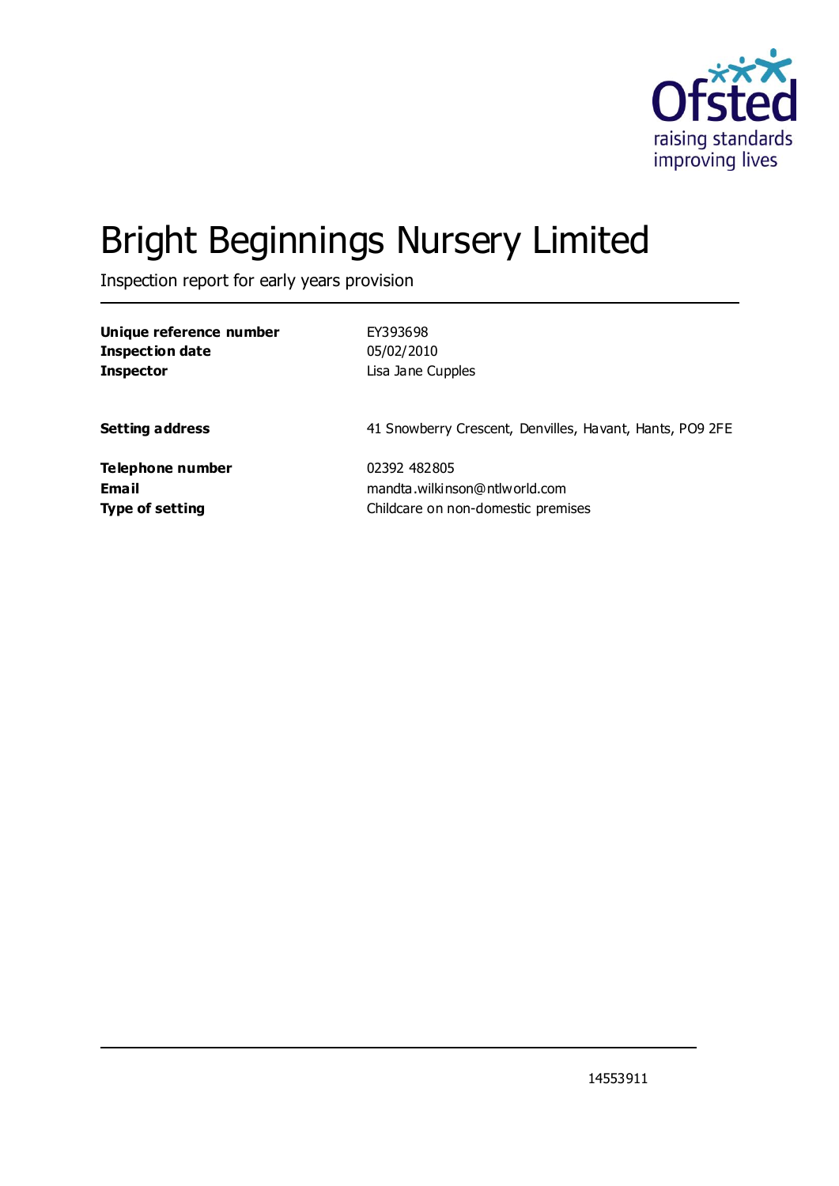# Bright Beginnings Nursery Limited

Inspection report for early years provision

| | |
|---|---|
| **Unique reference number** | EY393698 |
| **Inspection date** | 05/02/2010 |
| **Inspector** | Lisa Jane Cupples |
| | |
| **Setting address** | 41 Snowberry Crescent, Denvilles, Havant, Hants, PO9 2FE |
| | |
| **Telephone number** | 02392 482805 |
| **Email** | mandta.wilkinson@ntlworld.com |
| **Type of setting** | Childcare on non-domestic premises |

14553911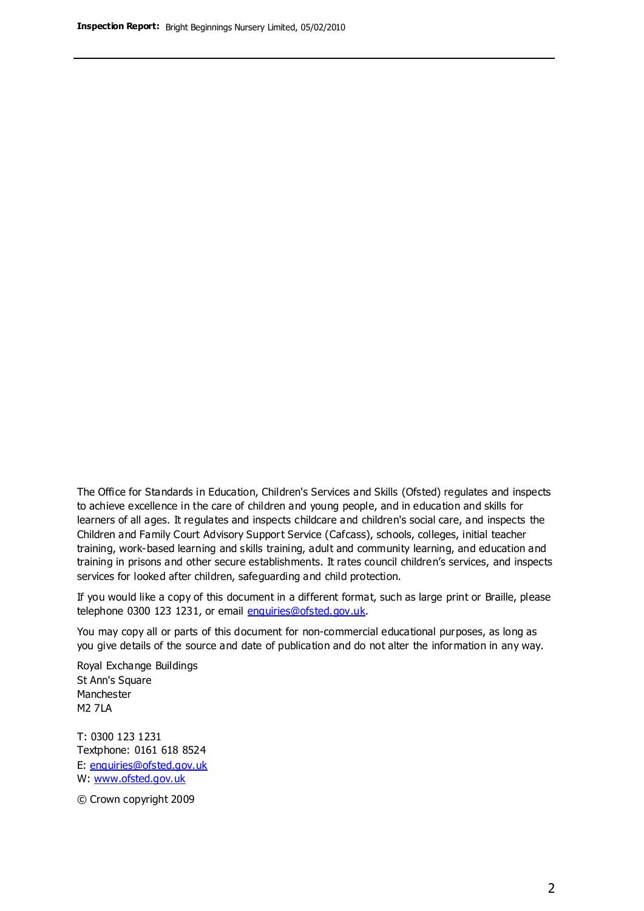The Office for Standards in Education, Children's Services and Skills (Ofsted) regulates and inspects to achieve excellence in the care of children and young people, and in education and skills for learners of all ages. It regulates and inspects childcare and children's social care, and inspects the Children and Family Court Advisory Support Service (Cafcass), schools, colleges, initial teacher training, work-based learning and skills training, adult and community learning, and education and training in prisons and other secure establishments. It rates council children's services, and inspects services for looked after children, safeguarding and child protection.

If you would like a copy of this document in a different format, such as large print or Braille, please telephone 0300 123 1231, or email enquiries@ofsted.gov.uk.

You may copy all or parts of this document for non-commercial educational purposes, as long as you give details of the source and date of publication and do not alter the information in any way.

Royal Exchange Buildings
St Ann's Square
Manchester
M2 7LA

T: 0300 123 1231
Textphone: 0161 618 8524
E: enquiries@ofsted.gov.uk
W: www.ofsted.gov.uk

© Crown copyright 2009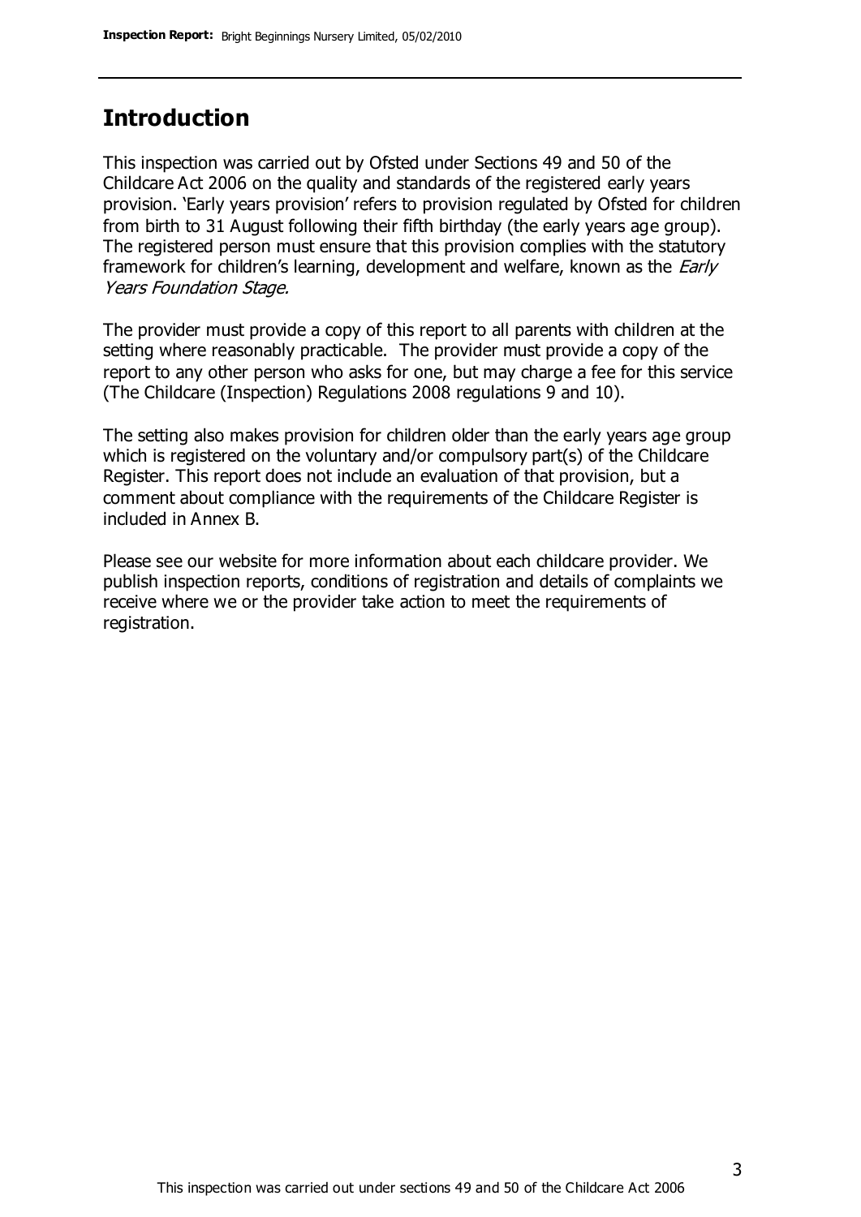## Introduction

This inspection was carried out by Ofsted under Sections 49 and 50 of the Childcare Act 2006 on the quality and standards of the registered early years provision. 'Early years provision' refers to provision regulated by Ofsted for children from birth to 31 August following their fifth birthday (the early years age group). The registered person must ensure that this provision complies with the statutory framework for children's learning, development and welfare, known as the *Early Years Foundation Stage.*

The provider must provide a copy of this report to all parents with children at the setting where reasonably practicable. The provider must provide a copy of the report to any other person who asks for one, but may charge a fee for this service (The Childcare (Inspection) Regulations 2008 regulations 9 and 10).

The setting also makes provision for children older than the early years age group which is registered on the voluntary and/or compulsory part(s) of the Childcare Register. This report does not include an evaluation of that provision, but a comment about compliance with the requirements of the Childcare Register is included in Annex B.

Please see our website for more information about each childcare provider. We publish inspection reports, conditions of registration and details of complaints we receive where we or the provider take action to meet the requirements of registration.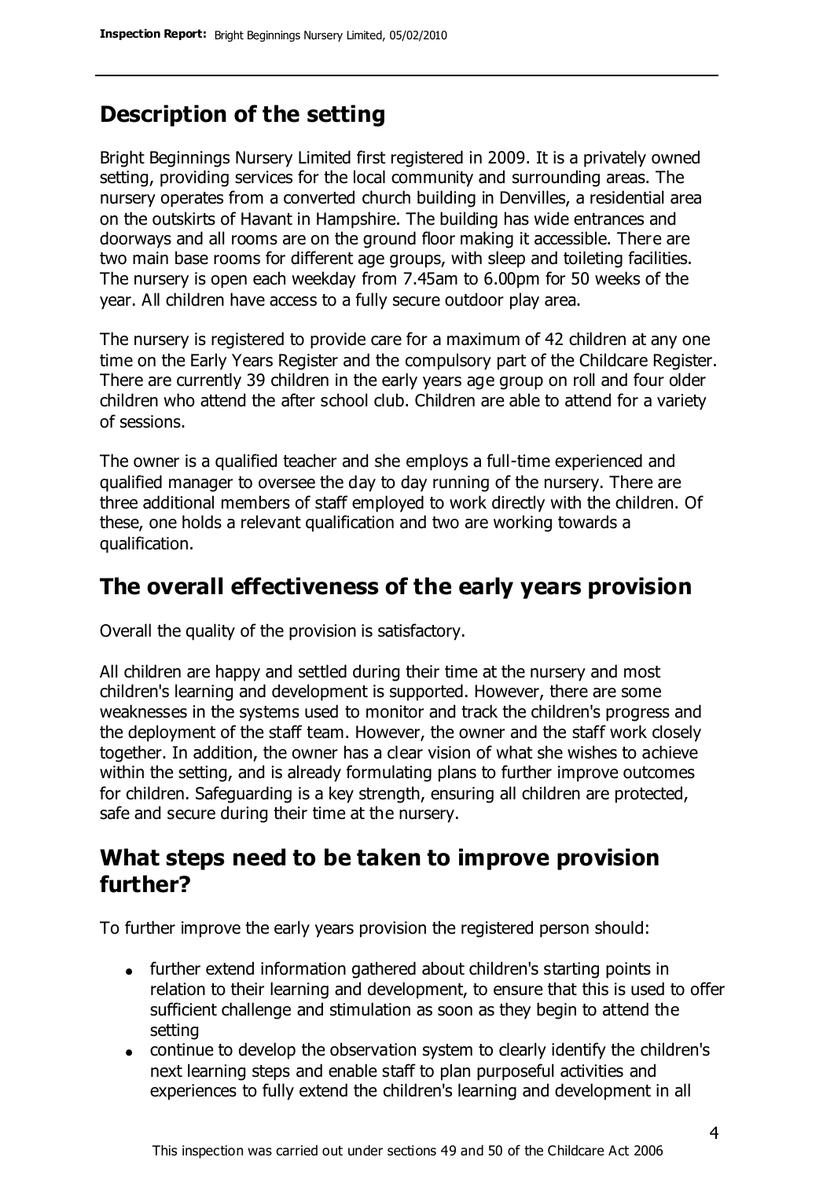## Description of the setting

Bright Beginnings Nursery Limited first registered in 2009. It is a privately owned setting, providing services for the local community and surrounding areas. The nursery operates from a converted church building in Denvilles, a residential area on the outskirts of Havant in Hampshire. The building has wide entrances and doorways and all rooms are on the ground floor making it accessible. There are two main base rooms for different age groups, with sleep and toileting facilities. The nursery is open each weekday from 7.45am to 6.00pm for 50 weeks of the year. All children have access to a fully secure outdoor play area.

The nursery is registered to provide care for a maximum of 42 children at any one time on the Early Years Register and the compulsory part of the Childcare Register. There are currently 39 children in the early years age group on roll and four older children who attend the after school club. Children are able to attend for a variety of sessions.

The owner is a qualified teacher and she employs a full-time experienced and qualified manager to oversee the day to day running of the nursery. There are three additional members of staff employed to work directly with the children. Of these, one holds a relevant qualification and two are working towards a qualification.

## The overall effectiveness of the early years provision

Overall the quality of the provision is satisfactory.

All children are happy and settled during their time at the nursery and most children's learning and development is supported. However, there are some weaknesses in the systems used to monitor and track the children's progress and the deployment of the staff team. However, the owner and the staff work closely together. In addition, the owner has a clear vision of what she wishes to achieve within the setting, and is already formulating plans to further improve outcomes for children. Safeguarding is a key strength, ensuring all children are protected, safe and secure during their time at the nursery.

## What steps need to be taken to improve provision further?

To further improve the early years provision the registered person should:

- further extend information gathered about children's starting points in relation to their learning and development, to ensure that this is used to offer sufficient challenge and stimulation as soon as they begin to attend the setting
- continue to develop the observation system to clearly identify the children's next learning steps and enable staff to plan purposeful activities and experiences to fully extend the children's learning and development in all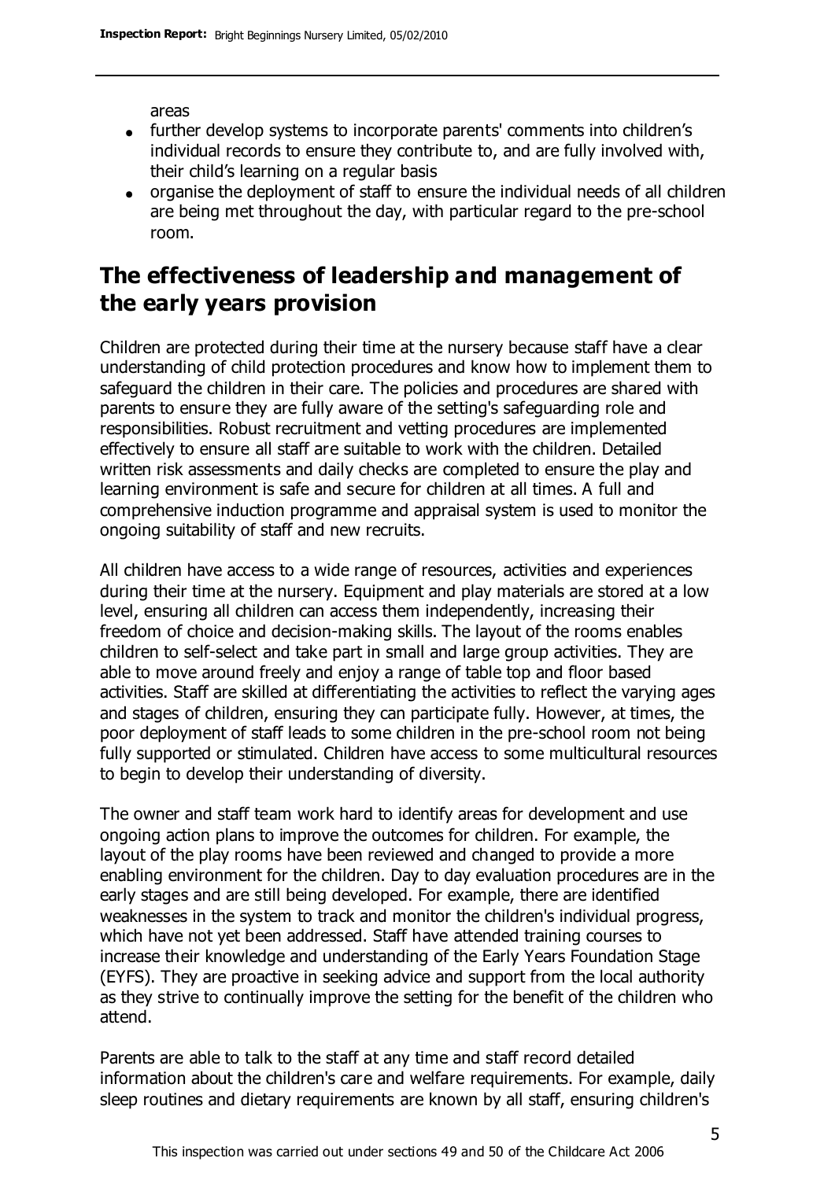areas

- further develop systems to incorporate parents' comments into children's individual records to ensure they contribute to, and are fully involved with, their child's learning on a regular basis
- organise the deployment of staff to ensure the individual needs of all children are being met throughout the day, with particular regard to the pre-school room.

## The effectiveness of leadership and management of the early years provision

Children are protected during their time at the nursery because staff have a clear understanding of child protection procedures and know how to implement them to safeguard the children in their care. The policies and procedures are shared with parents to ensure they are fully aware of the setting's safeguarding role and responsibilities. Robust recruitment and vetting procedures are implemented effectively to ensure all staff are suitable to work with the children. Detailed written risk assessments and daily checks are completed to ensure the play and learning environment is safe and secure for children at all times. A full and comprehensive induction programme and appraisal system is used to monitor the ongoing suitability of staff and new recruits.

All children have access to a wide range of resources, activities and experiences during their time at the nursery. Equipment and play materials are stored at a low level, ensuring all children can access them independently, increasing their freedom of choice and decision-making skills. The layout of the rooms enables children to self-select and take part in small and large group activities. They are able to move around freely and enjoy a range of table top and floor based activities. Staff are skilled at differentiating the activities to reflect the varying ages and stages of children, ensuring they can participate fully. However, at times, the poor deployment of staff leads to some children in the pre-school room not being fully supported or stimulated. Children have access to some multicultural resources to begin to develop their understanding of diversity.

The owner and staff team work hard to identify areas for development and use ongoing action plans to improve the outcomes for children. For example, the layout of the play rooms have been reviewed and changed to provide a more enabling environment for the children. Day to day evaluation procedures are in the early stages and are still being developed. For example, there are identified weaknesses in the system to track and monitor the children's individual progress, which have not yet been addressed. Staff have attended training courses to increase their knowledge and understanding of the Early Years Foundation Stage (EYFS). They are proactive in seeking advice and support from the local authority as they strive to continually improve the setting for the benefit of the children who attend.

Parents are able to talk to the staff at any time and staff record detailed information about the children's care and welfare requirements. For example, daily sleep routines and dietary requirements are known by all staff, ensuring children's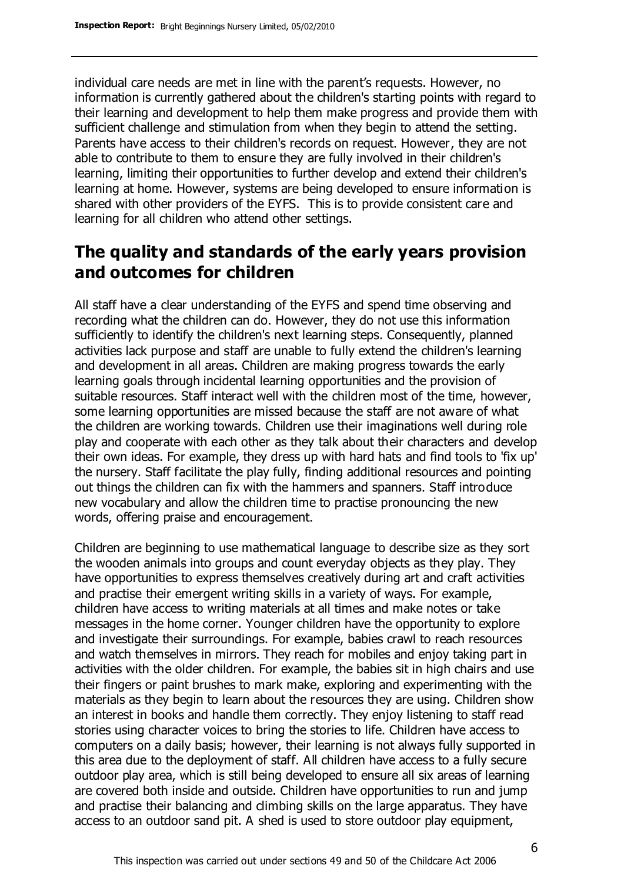individual care needs are met in line with the parent's requests. However, no information is currently gathered about the children's starting points with regard to their learning and development to help them make progress and provide them with sufficient challenge and stimulation from when they begin to attend the setting. Parents have access to their children's records on request. However, they are not able to contribute to them to ensure they are fully involved in their children's learning, limiting their opportunities to further develop and extend their children's learning at home. However, systems are being developed to ensure information is shared with other providers of the EYFS. This is to provide consistent care and learning for all children who attend other settings.

## The quality and standards of the early years provision and outcomes for children

All staff have a clear understanding of the EYFS and spend time observing and recording what the children can do. However, they do not use this information sufficiently to identify the children's next learning steps. Consequently, planned activities lack purpose and staff are unable to fully extend the children's learning and development in all areas. Children are making progress towards the early learning goals through incidental learning opportunities and the provision of suitable resources. Staff interact well with the children most of the time, however, some learning opportunities are missed because the staff are not aware of what the children are working towards. Children use their imaginations well during role play and cooperate with each other as they talk about their characters and develop their own ideas. For example, they dress up with hard hats and find tools to 'fix up' the nursery. Staff facilitate the play fully, finding additional resources and pointing out things the children can fix with the hammers and spanners. Staff introduce new vocabulary and allow the children time to practise pronouncing the new words, offering praise and encouragement.

Children are beginning to use mathematical language to describe size as they sort the wooden animals into groups and count everyday objects as they play. They have opportunities to express themselves creatively during art and craft activities and practise their emergent writing skills in a variety of ways. For example, children have access to writing materials at all times and make notes or take messages in the home corner. Younger children have the opportunity to explore and investigate their surroundings. For example, babies crawl to reach resources and watch themselves in mirrors. They reach for mobiles and enjoy taking part in activities with the older children. For example, the babies sit in high chairs and use their fingers or paint brushes to mark make, exploring and experimenting with the materials as they begin to learn about the resources they are using. Children show an interest in books and handle them correctly. They enjoy listening to staff read stories using character voices to bring the stories to life. Children have access to computers on a daily basis; however, their learning is not always fully supported in this area due to the deployment of staff. All children have access to a fully secure outdoor play area, which is still being developed to ensure all six areas of learning are covered both inside and outside. Children have opportunities to run and jump and practise their balancing and climbing skills on the large apparatus. They have access to an outdoor sand pit. A shed is used to store outdoor play equipment,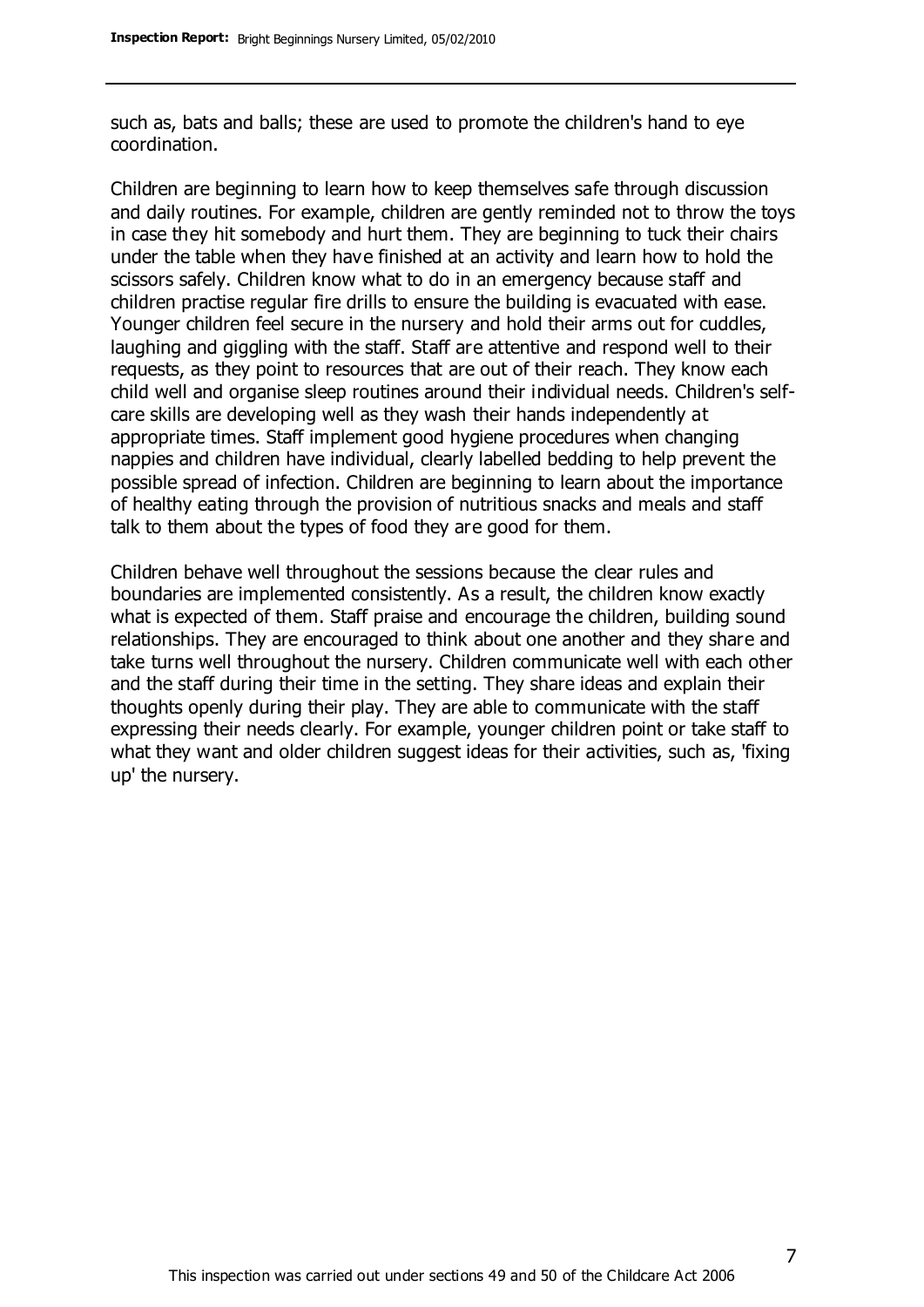such as, bats and balls; these are used to promote the children's hand to eye coordination.

Children are beginning to learn how to keep themselves safe through discussion and daily routines. For example, children are gently reminded not to throw the toys in case they hit somebody and hurt them. They are beginning to tuck their chairs under the table when they have finished at an activity and learn how to hold the scissors safely. Children know what to do in an emergency because staff and children practise regular fire drills to ensure the building is evacuated with ease. Younger children feel secure in the nursery and hold their arms out for cuddles, laughing and giggling with the staff. Staff are attentive and respond well to their requests, as they point to resources that are out of their reach. They know each child well and organise sleep routines around their individual needs. Children's self-care skills are developing well as they wash their hands independently at appropriate times. Staff implement good hygiene procedures when changing nappies and children have individual, clearly labelled bedding to help prevent the possible spread of infection. Children are beginning to learn about the importance of healthy eating through the provision of nutritious snacks and meals and staff talk to them about the types of food they are good for them.

Children behave well throughout the sessions because the clear rules and boundaries are implemented consistently. As a result, the children know exactly what is expected of them. Staff praise and encourage the children, building sound relationships. They are encouraged to think about one another and they share and take turns well throughout the nursery. Children communicate well with each other and the staff during their time in the setting. They share ideas and explain their thoughts openly during their play. They are able to communicate with the staff expressing their needs clearly. For example, younger children point or take staff to what they want and older children suggest ideas for their activities, such as, 'fixing up' the nursery.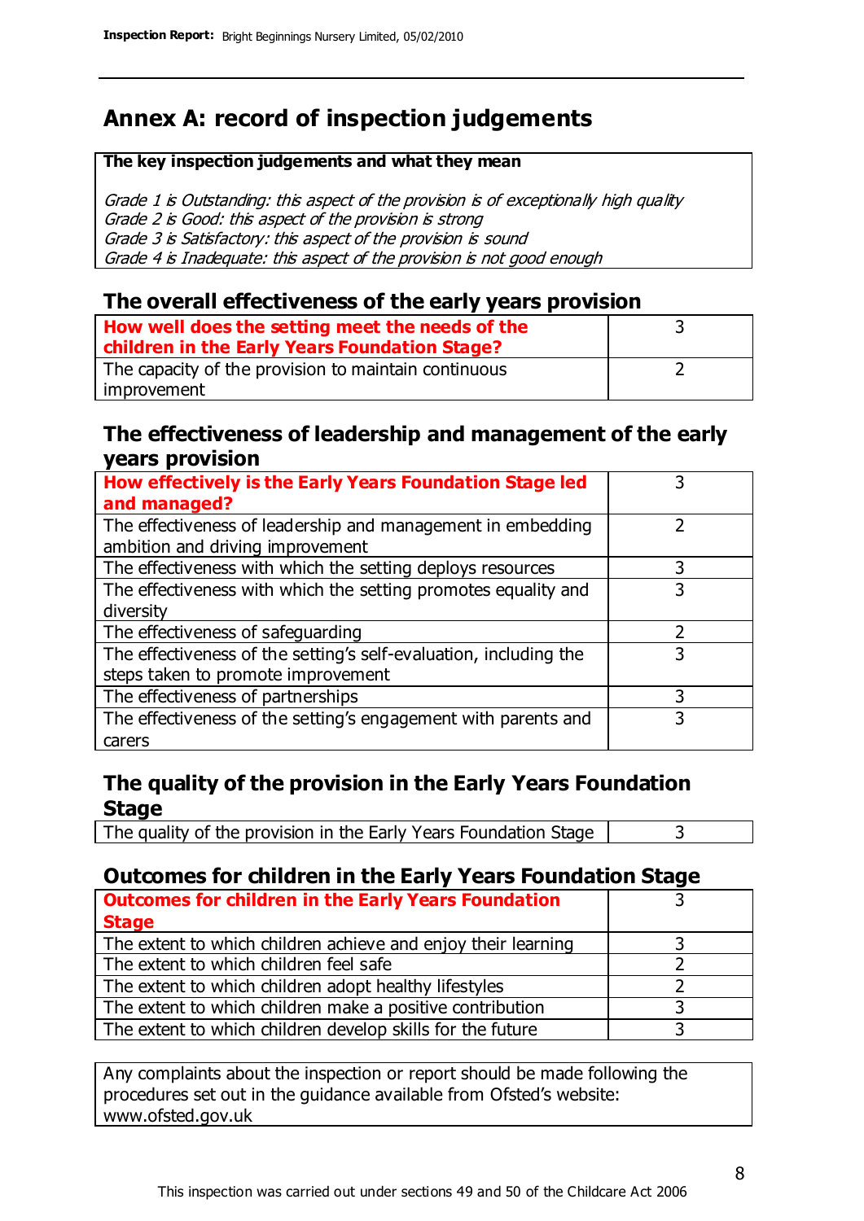# Annex A: record of inspection judgements

**The key inspection judgements and what they mean**

*Grade 1 is Outstanding: this aspect of the provision is of exceptionally high quality*
*Grade 2 is Good: this aspect of the provision is strong*
*Grade 3 is Satisfactory: this aspect of the provision is sound*
*Grade 4 is Inadequate: this aspect of the provision is not good enough*

## The overall effectiveness of the early years provision

| | |
|---|---|
| **How well does the setting meet the needs of the children in the Early Years Foundation Stage?** | 3 |
| The capacity of the provision to maintain continuous improvement | 2 |

## The effectiveness of leadership and management of the early years provision

| | |
|---|---|
| **How effectively is the Early Years Foundation Stage led and managed?** | 3 |
| The effectiveness of leadership and management in embedding ambition and driving improvement | 2 |
| The effectiveness with which the setting deploys resources | 3 |
| The effectiveness with which the setting promotes equality and diversity | 3 |
| The effectiveness of safeguarding | 2 |
| The effectiveness of the setting's self-evaluation, including the steps taken to promote improvement | 3 |
| The effectiveness of partnerships | 3 |
| The effectiveness of the setting's engagement with parents and carers | 3 |

## The quality of the provision in the Early Years Foundation Stage

| | |
|---|---|
| The quality of the provision in the Early Years Foundation Stage | 3 |

## Outcomes for children in the Early Years Foundation Stage

| | |
|---|---|
| **Outcomes for children in the Early Years Foundation Stage** | 3 |
| The extent to which children achieve and enjoy their learning | 3 |
| The extent to which children feel safe | 2 |
| The extent to which children adopt healthy lifestyles | 2 |
| The extent to which children make a positive contribution | 3 |
| The extent to which children develop skills for the future | 3 |

Any complaints about the inspection or report should be made following the procedures set out in the guidance available from Ofsted's website: www.ofsted.gov.uk

This inspection was carried out under sections 49 and 50 of the Childcare Act 2006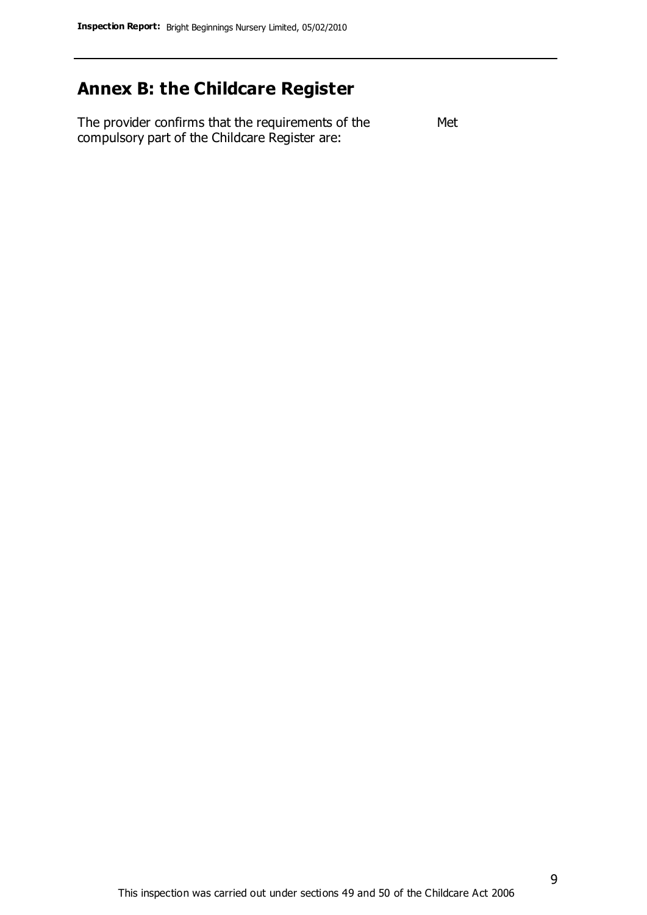## Annex B: the Childcare Register

| | |
|---|---|
| The provider confirms that the requirements of the compulsory part of the Childcare Register are: | Met |

This inspection was carried out under sections 49 and 50 of the Childcare Act 2006